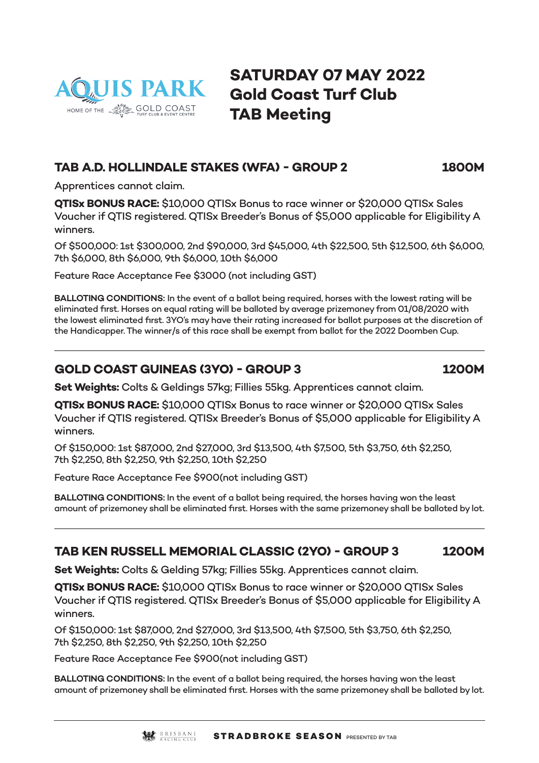# SATURDAY 07 MAY 2022
# Gold Coast Turf Club
# TAB Meeting

## TAB A.D. HOLLINDALE STAKES (WFA) - GROUP 2 — 1800M

Apprentices cannot claim.

**QTISx BONUS RACE:** $10,000 QTISx Bonus to race winner or $20,000 QTISx Sales Voucher if QTIS registered. QTISx Breeder's Bonus of $5,000 applicable for Eligibility A winners.

Of $500,000: 1st $300,000, 2nd $90,000, 3rd $45,000, 4th $22,500, 5th $12,500, 6th $6,000, 7th $6,000, 8th $6,000, 9th $6,000, 10th $6,000

Feature Race Acceptance Fee $3000 (not including GST)

**BALLOTING CONDITIONS:** In the event of a ballot being required, horses with the lowest rating will be eliminated first. Horses on equal rating will be balloted by average prizemoney from 01/08/2020 with the lowest eliminated first. 3YO's may have their rating increased for ballot purposes at the discretion of the Handicapper. The winner/s of this race shall be exempt from ballot for the 2022 Doomben Cup.

---

## GOLD COAST GUINEAS (3YO) - GROUP 3 — 1200M

**Set Weights:** Colts & Geldings 57kg; Fillies 55kg. Apprentices cannot claim.

**QTISx BONUS RACE:** $10,000 QTISx Bonus to race winner or $20,000 QTISx Sales Voucher if QTIS registered. QTISx Breeder's Bonus of $5,000 applicable for Eligibility A winners.

Of $150,000: 1st $87,000, 2nd $27,000, 3rd $13,500, 4th $7,500, 5th $3,750, 6th $2,250, 7th $2,250, 8th $2,250, 9th $2,250, 10th $2,250

Feature Race Acceptance Fee $900(not including GST)

**BALLOTING CONDITIONS:** In the event of a ballot being required, the horses having won the least amount of prizemoney shall be eliminated first. Horses with the same prizemoney shall be balloted by lot.

---

## TAB KEN RUSSELL MEMORIAL CLASSIC (2YO) - GROUP 3 — 1200M

**Set Weights:** Colts & Gelding 57kg; Fillies 55kg. Apprentices cannot claim.

**QTISx BONUS RACE:** $10,000 QTISx Bonus to race winner or $20,000 QTISx Sales Voucher if QTIS registered. QTISx Breeder's Bonus of $5,000 applicable for Eligibility A winners.

Of $150,000: 1st $87,000, 2nd $27,000, 3rd $13,500, 4th $7,500, 5th $3,750, 6th $2,250, 7th $2,250, 8th $2,250, 9th $2,250, 10th $2,250

Feature Race Acceptance Fee $900(not including GST)

**BALLOTING CONDITIONS:** In the event of a ballot being required, the horses having won the least amount of prizemoney shall be eliminated first. Horses with the same prizemoney shall be balloted by lot.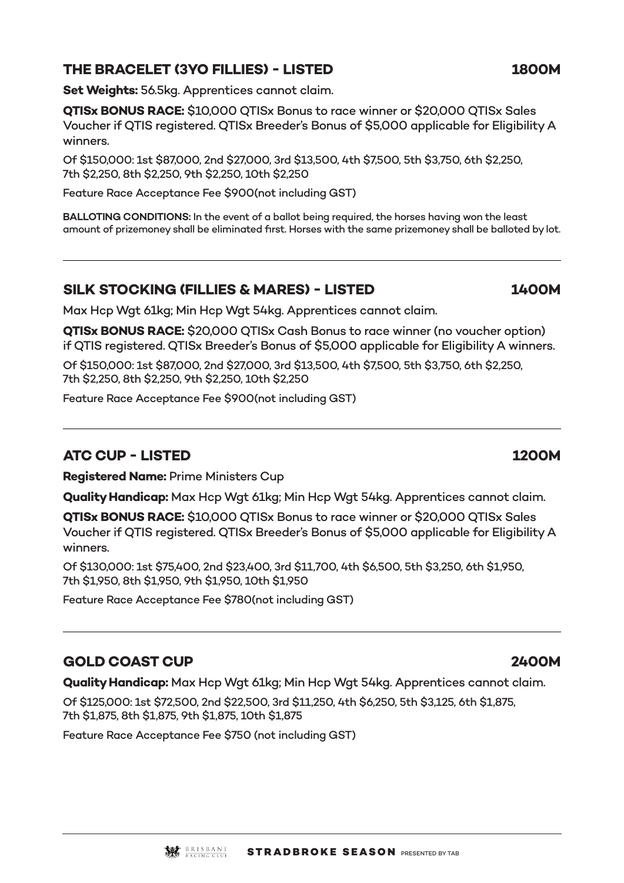## THE BRACELET (3YO FILLIES) - LISTED 1800M

**Set Weights:** 56.5kg. Apprentices cannot claim.

**QTISx BONUS RACE:** $10,000 QTISx Bonus to race winner or $20,000 QTISx Sales Voucher if QTIS registered. QTISx Breeder's Bonus of $5,000 applicable for Eligibility A winners.

Of $150,000: 1st $87,000, 2nd $27,000, 3rd $13,500, 4th $7,500, 5th $3,750, 6th $2,250, 7th $2,250, 8th $2,250, 9th $2,250, 10th $2,250

Feature Race Acceptance Fee $900(not including GST)

**BALLOTING CONDITIONS:** In the event of a ballot being required, the horses having won the least amount of prizemoney shall be eliminated first. Horses with the same prizemoney shall be balloted by lot.

---

## SILK STOCKING (FILLIES & MARES) - LISTED 1400M

Max Hcp Wgt 61kg; Min Hcp Wgt 54kg. Apprentices cannot claim.

**QTISx BONUS RACE:** $20,000 QTISx Cash Bonus to race winner (no voucher option) if QTIS registered. QTISx Breeder's Bonus of $5,000 applicable for Eligibility A winners.

Of $150,000: 1st $87,000, 2nd $27,000, 3rd $13,500, 4th $7,500, 5th $3,750, 6th $2,250, 7th $2,250, 8th $2,250, 9th $2,250, 10th $2,250

Feature Race Acceptance Fee $900(not including GST)

---

## ATC CUP - LISTED 1200M

**Registered Name:** Prime Ministers Cup

**Quality Handicap:** Max Hcp Wgt 61kg; Min Hcp Wgt 54kg. Apprentices cannot claim.

**QTISx BONUS RACE:** $10,000 QTISx Bonus to race winner or $20,000 QTISx Sales Voucher if QTIS registered. QTISx Breeder's Bonus of $5,000 applicable for Eligibility A winners.

Of $130,000: 1st $75,400, 2nd $23,400, 3rd $11,700, 4th $6,500, 5th $3,250, 6th $1,950, 7th $1,950, 8th $1,950, 9th $1,950, 10th $1,950

Feature Race Acceptance Fee $780(not including GST)

---

## GOLD COAST CUP 2400M

**Quality Handicap:** Max Hcp Wgt 61kg; Min Hcp Wgt 54kg. Apprentices cannot claim.

Of $125,000: 1st $72,500, 2nd $22,500, 3rd $11,250, 4th $6,250, 5th $3,125, 6th $1,875, 7th $1,875, 8th $1,875, 9th $1,875, 10th $1,875

Feature Race Acceptance Fee $750 (not including GST)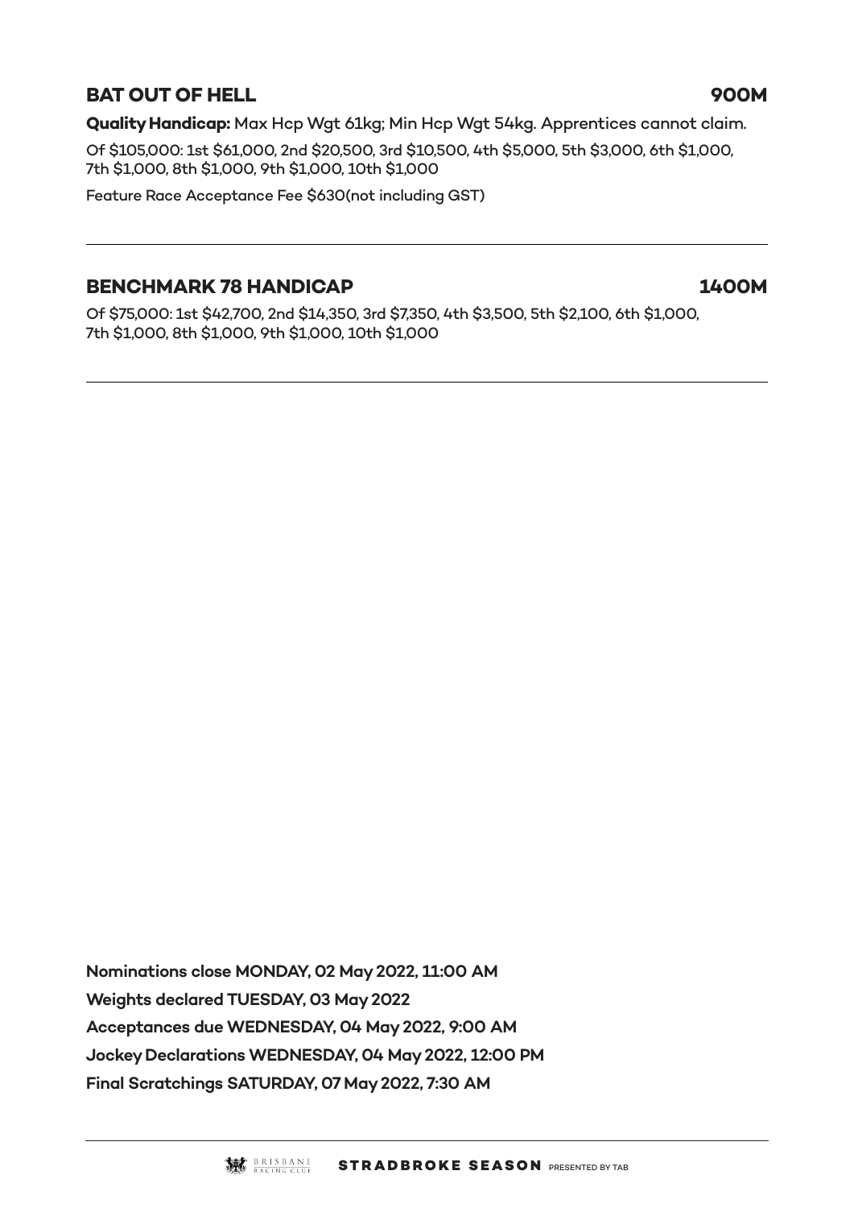## BAT OUT OF HELL — 900M

**Quality Handicap:** Max Hcp Wgt 61kg; Min Hcp Wgt 54kg. Apprentices cannot claim.

Of $105,000: 1st $61,000, 2nd $20,500, 3rd $10,500, 4th $5,000, 5th $3,000, 6th $1,000, 7th $1,000, 8th $1,000, 9th $1,000, 10th $1,000

Feature Race Acceptance Fee $630(not including GST)

---

## BENCHMARK 78 HANDICAP — 1400M

Of $75,000: 1st $42,700, 2nd $14,350, 3rd $7,350, 4th $3,500, 5th $2,100, 6th $1,000, 7th $1,000, 8th $1,000, 9th $1,000, 10th $1,000

---

**Nominations close MONDAY, 02 May 2022, 11:00 AM**

**Weights declared TUESDAY, 03 May 2022**

**Acceptances due WEDNESDAY, 04 May 2022, 9:00 AM**

**Jockey Declarations WEDNESDAY, 04 May 2022, 12:00 PM**

**Final Scratchings SATURDAY, 07 May 2022, 7:30 AM**